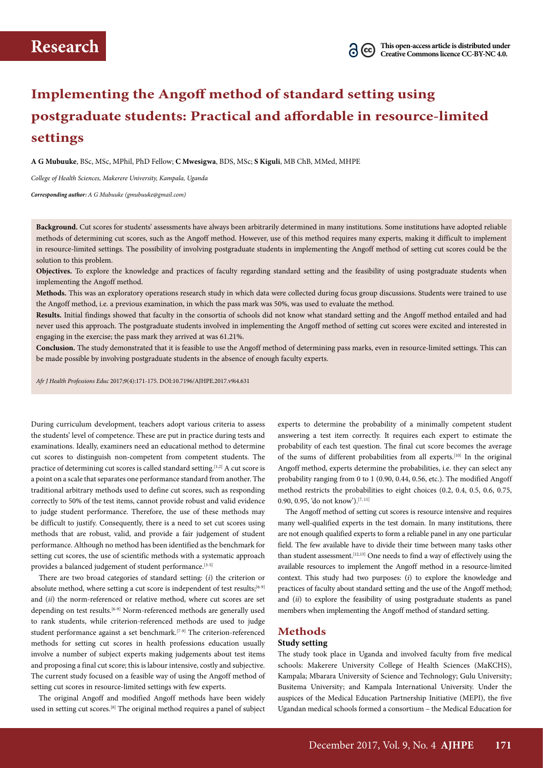# Implementing the Angoff method of standard setting using postgraduate students: Practical and affordable in resource-limited settings

**A G Mubuuke**, BSc, MSc, MPhil, PhD Fellow; **C Mwesigwa**, BDS, MSc; **S Kiguli**, MB ChB, MMed, MHPE

*College of Health Sciences, Makerere University, Kampala, Uganda*

***Corresponding author:*** *A G Mubuuke (gmubuuke@gmail.com)*

**Background.** Cut scores for students' assessments have always been arbitrarily determined in many institutions. Some institutions have adopted reliable methods of determining cut scores, such as the Angoff method. However, use of this method requires many experts, making it difficult to implement in resource-limited settings. The possibility of involving postgraduate students in implementing the Angoff method of setting cut scores could be the solution to this problem.

**Objectives.** To explore the knowledge and practices of faculty regarding standard setting and the feasibility of using postgraduate students when implementing the Angoff method.

**Methods.** This was an exploratory operations research study in which data were collected during focus group discussions. Students were trained to use the Angoff method, i.e. a previous examination, in which the pass mark was 50%, was used to evaluate the method.

**Results.** Initial findings showed that faculty in the consortia of schools did not know what standard setting and the Angoff method entailed and had never used this approach. The postgraduate students involved in implementing the Angoff method of setting cut scores were excited and interested in engaging in the exercise; the pass mark they arrived at was 61.21%.

**Conclusion.** The study demonstrated that it is feasible to use the Angoff method of determining pass marks, even in resource-limited settings. This can be made possible by involving postgraduate students in the absence of enough faculty experts.

*Afr J Health Professions Educ* 2017;9(4):171-175. DOI:10.7196/AJHPE.2017.v9i4.631

During curriculum development, teachers adopt various criteria to assess the students' level of competence. These are put in practice during tests and examinations. Ideally, examiners need an educational method to determine cut scores to distinguish non-competent from competent students. The practice of determining cut scores is called standard setting.[1,2] A cut score is a point on a scale that separates one performance standard from another. The traditional arbitrary methods used to define cut scores, such as responding correctly to 50% of the test items, cannot provide robust and valid evidence to judge student performance. Therefore, the use of these methods may be difficult to justify. Consequently, there is a need to set cut scores using methods that are robust, valid, and provide a fair judgement of student performance. Although no method has been identified as the benchmark for setting cut scores, the use of scientific methods with a systematic approach provides a balanced judgement of student performance.[3-5]

There are two broad categories of standard setting: (*i*) the criterion or absolute method, where setting a cut score is independent of test results;[6-9] and (*ii*) the norm-referenced or relative method, where cut scores are set depending on test results.[6-9] Norm-referenced methods are generally used to rank students, while criterion-referenced methods are used to judge student performance against a set benchmark.[7-9] The criterion-referenced methods for setting cut scores in health professions education usually involve a number of subject experts making judgements about test items and proposing a final cut score; this is labour intensive, costly and subjective. The current study focused on a feasible way of using the Angoff method of setting cut scores in resource-limited settings with few experts.

The original Angoff and modified Angoff methods have been widely used in setting cut scores.[8] The original method requires a panel of subject experts to determine the probability of a minimally competent student answering a test item correctly. It requires each expert to estimate the probability of each test question. The final cut score becomes the average of the sums of different probabilities from all experts.[10] In the original Angoff method, experts determine the probabilities, i.e. they can select any probability ranging from 0 to 1 (0.90, 0.44, 0.56, etc.). The modified Angoff method restricts the probabilities to eight choices (0.2, 0.4, 0.5, 0.6, 0.75, 0.90, 0.95, 'do not know').[7, 11]

The Angoff method of setting cut scores is resource intensive and requires many well-qualified experts in the test domain. In many institutions, there are not enough qualified experts to form a reliable panel in any one particular field. The few available have to divide their time between many tasks other than student assessment.[12,13] One needs to find a way of effectively using the available resources to implement the Angoff method in a resource-limited context. This study had two purposes: (*i*) to explore the knowledge and practices of faculty about standard setting and the use of the Angoff method; and (*ii*) to explore the feasibility of using postgraduate students as panel members when implementing the Angoff method of standard setting.

## Methods

### Study setting

The study took place in Uganda and involved faculty from five medical schools: Makerere University College of Health Sciences (MaKCHS), Kampala; Mbarara University of Science and Technology; Gulu University; Busitema University; and Kampala International University. Under the auspices of the Medical Education Partnership Initiative (MEPI), the five Ugandan medical schools formed a consortium – the Medical Education for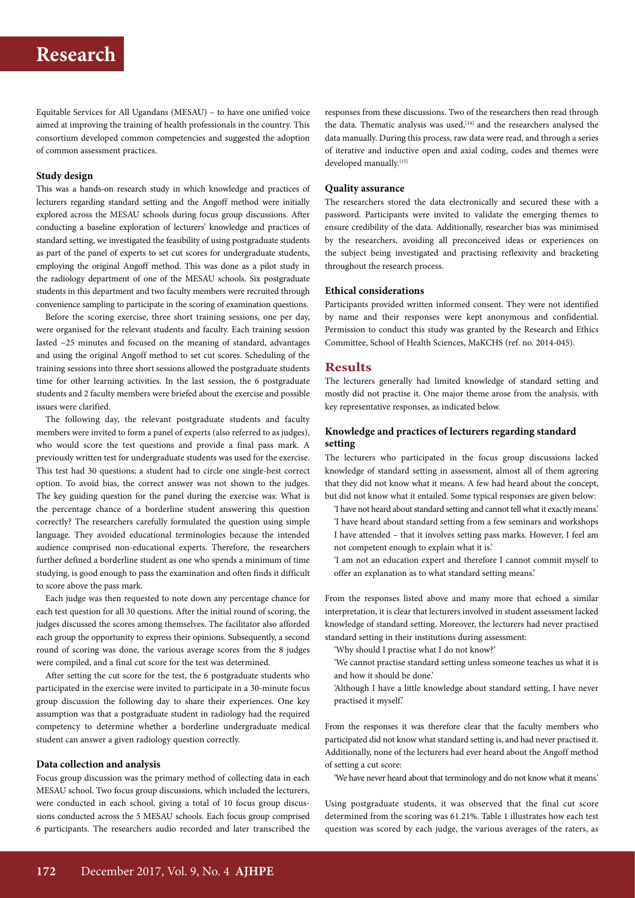Equitable Services for All Ugandans (MESAU) – to have one unified voice aimed at improving the training of health professionals in the country. This consortium developed common competencies and suggested the adoption of common assessment practices.

### Study design

This was a hands-on research study in which knowledge and practices of lecturers regarding standard setting and the Angoff method were initially explored across the MESAU schools during focus group discussions. After conducting a baseline exploration of lecturers' knowledge and practices of standard setting, we investigated the feasibility of using postgraduate students as part of the panel of experts to set cut scores for undergraduate students, employing the original Angoff method. This was done as a pilot study in the radiology department of one of the MESAU schools. Six postgraduate students in this department and two faculty members were recruited through convenience sampling to participate in the scoring of examination questions.

Before the scoring exercise, three short training sessions, one per day, were organised for the relevant students and faculty. Each training session lasted ~25 minutes and focused on the meaning of standard, advantages and using the original Angoff method to set cut scores. Scheduling of the training sessions into three short sessions allowed the postgraduate students time for other learning activities. In the last session, the 6 postgraduate students and 2 faculty members were briefed about the exercise and possible issues were clarified.

The following day, the relevant postgraduate students and faculty members were invited to form a panel of experts (also referred to as judges), who would score the test questions and provide a final pass mark. A previously written test for undergraduate students was used for the exercise. This test had 30 questions; a student had to circle one single-best correct option. To avoid bias, the correct answer was not shown to the judges. The key guiding question for the panel during the exercise was: What is the percentage chance of a borderline student answering this question correctly? The researchers carefully formulated the question using simple language. They avoided educational terminologies because the intended audience comprised non-educational experts. Therefore, the researchers further defined a borderline student as one who spends a minimum of time studying, is good enough to pass the examination and often finds it difficult to score above the pass mark.

Each judge was then requested to note down any percentage chance for each test question for all 30 questions. After the initial round of scoring, the judges discussed the scores among themselves. The facilitator also afforded each group the opportunity to express their opinions. Subsequently, a second round of scoring was done, the various average scores from the 8 judges were compiled, and a final cut score for the test was determined.

After setting the cut score for the test, the 6 postgraduate students who participated in the exercise were invited to participate in a 30-minute focus group discussion the following day to share their experiences. One key assumption was that a postgraduate student in radiology had the required competency to determine whether a borderline undergraduate medical student can answer a given radiology question correctly.

### Data collection and analysis

Focus group discussion was the primary method of collecting data in each MESAU school. Two focus group discussions, which included the lecturers, were conducted in each school, giving a total of 10 focus group discussions conducted across the 5 MESAU schools. Each focus group comprised 6 participants. The researchers audio recorded and later transcribed the responses from these discussions. Two of the researchers then read through the data. Thematic analysis was used,[14] and the researchers analysed the data manually. During this process, raw data were read, and through a series of iterative and inductive open and axial coding, codes and themes were developed manually.[15]

### Quality assurance

The researchers stored the data electronically and secured these with a password. Participants were invited to validate the emerging themes to ensure credibility of the data. Additionally, researcher bias was minimised by the researchers, avoiding all preconceived ideas or experiences on the subject being investigated and practising reflexivity and bracketing throughout the research process.

### Ethical considerations

Participants provided written informed consent. They were not identified by name and their responses were kept anonymous and confidential. Permission to conduct this study was granted by the Research and Ethics Committee, School of Health Sciences, MaKCHS (ref. no. 2014-045).

## Results

The lecturers generally had limited knowledge of standard setting and mostly did not practise it. One major theme arose from the analysis, with key representative responses, as indicated below.

### Knowledge and practices of lecturers regarding standard setting

The lecturers who participated in the focus group discussions lacked knowledge of standard setting in assessment, almost all of them agreeing that they did not know what it means. A few had heard about the concept, but did not know what it entailed. Some typical responses are given below:

'I have not heard about standard setting and cannot tell what it exactly means.'

'I have heard about standard setting from a few seminars and workshops I have attended – that it involves setting pass marks. However, I feel am not competent enough to explain what it is.'

'I am not an education expert and therefore I cannot commit myself to offer an explanation as to what standard setting means.'

From the responses listed above and many more that echoed a similar interpretation, it is clear that lecturers involved in student assessment lacked knowledge of standard setting. Moreover, the lecturers had never practised standard setting in their institutions during assessment:

'Why should I practise what I do not know?'

'We cannot practise standard setting unless someone teaches us what it is and how it should be done.'

'Although I have a little knowledge about standard setting, I have never practised it myself.'

From the responses it was therefore clear that the faculty members who participated did not know what standard setting is, and had never practised it. Additionally, none of the lecturers had ever heard about the Angoff method of setting a cut score:

'We have never heard about that terminology and do not know what it means.'

Using postgraduate students, it was observed that the final cut score determined from the scoring was 61.21%. Table 1 illustrates how each test question was scored by each judge, the various averages of the raters, as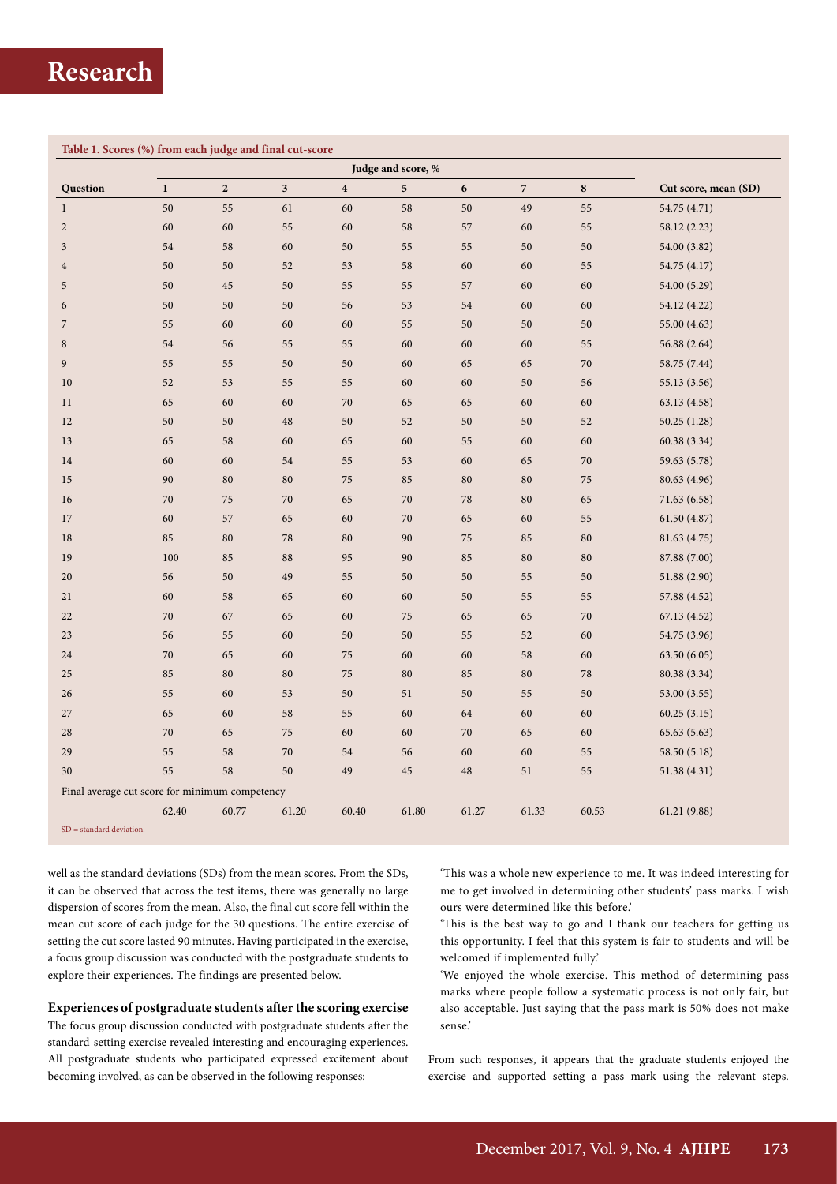**Table 1. Scores (%) from each judge and final cut-score**

| Question | Judge and score, % | | | | | | | | Cut score, mean (SD) |
|---|---|---|---|---|---|---|---|---|---|
| | 1 | 2 | 3 | 4 | 5 | 6 | 7 | 8 | |
| 1 | 50 | 55 | 61 | 60 | 58 | 50 | 49 | 55 | 54.75 (4.71) |
| 2 | 60 | 60 | 55 | 60 | 58 | 57 | 60 | 55 | 58.12 (2.23) |
| 3 | 54 | 58 | 60 | 50 | 55 | 55 | 50 | 50 | 54.00 (3.82) |
| 4 | 50 | 50 | 52 | 53 | 58 | 60 | 60 | 55 | 54.75 (4.17) |
| 5 | 50 | 45 | 50 | 55 | 55 | 57 | 60 | 60 | 54.00 (5.29) |
| 6 | 50 | 50 | 50 | 56 | 53 | 54 | 60 | 60 | 54.12 (4.22) |
| 7 | 55 | 60 | 60 | 60 | 55 | 50 | 50 | 50 | 55.00 (4.63) |
| 8 | 54 | 56 | 55 | 55 | 60 | 60 | 60 | 55 | 56.88 (2.64) |
| 9 | 55 | 55 | 50 | 50 | 60 | 65 | 65 | 70 | 58.75 (7.44) |
| 10 | 52 | 53 | 55 | 55 | 60 | 60 | 50 | 56 | 55.13 (3.56) |
| 11 | 65 | 60 | 60 | 70 | 65 | 65 | 60 | 60 | 63.13 (4.58) |
| 12 | 50 | 50 | 48 | 50 | 52 | 50 | 50 | 52 | 50.25 (1.28) |
| 13 | 65 | 58 | 60 | 65 | 60 | 55 | 60 | 60 | 60.38 (3.34) |
| 14 | 60 | 60 | 54 | 55 | 53 | 60 | 65 | 70 | 59.63 (5.78) |
| 15 | 90 | 80 | 80 | 75 | 85 | 80 | 80 | 75 | 80.63 (4.96) |
| 16 | 70 | 75 | 70 | 65 | 70 | 78 | 80 | 65 | 71.63 (6.58) |
| 17 | 60 | 57 | 65 | 60 | 70 | 65 | 60 | 55 | 61.50 (4.87) |
| 18 | 85 | 80 | 78 | 80 | 90 | 75 | 85 | 80 | 81.63 (4.75) |
| 19 | 100 | 85 | 88 | 95 | 90 | 85 | 80 | 80 | 87.88 (7.00) |
| 20 | 56 | 50 | 49 | 55 | 50 | 50 | 55 | 50 | 51.88 (2.90) |
| 21 | 60 | 58 | 65 | 60 | 60 | 50 | 55 | 55 | 57.88 (4.52) |
| 22 | 70 | 67 | 65 | 60 | 75 | 65 | 65 | 70 | 67.13 (4.52) |
| 23 | 56 | 55 | 60 | 50 | 50 | 55 | 52 | 60 | 54.75 (3.96) |
| 24 | 70 | 65 | 60 | 75 | 60 | 60 | 58 | 60 | 63.50 (6.05) |
| 25 | 85 | 80 | 80 | 75 | 80 | 85 | 80 | 78 | 80.38 (3.34) |
| 26 | 55 | 60 | 53 | 50 | 51 | 50 | 55 | 50 | 53.00 (3.55) |
| 27 | 65 | 60 | 58 | 55 | 60 | 64 | 60 | 60 | 60.25 (3.15) |
| 28 | 70 | 65 | 75 | 60 | 60 | 70 | 65 | 60 | 65.63 (5.63) |
| 29 | 55 | 58 | 70 | 54 | 56 | 60 | 60 | 55 | 58.50 (5.18) |
| 30 | 55 | 58 | 50 | 49 | 45 | 48 | 51 | 55 | 51.38 (4.31) |
| Final average cut score for minimum competency | | | | | | | | | |
| | 62.40 | 60.77 | 61.20 | 60.40 | 61.80 | 61.27 | 61.33 | 60.53 | 61.21 (9.88) |

SD = standard deviation.

well as the standard deviations (SDs) from the mean scores. From the SDs, it can be observed that across the test items, there was generally no large dispersion of scores from the mean. Also, the final cut score fell within the mean cut score of each judge for the 30 questions. The entire exercise of setting the cut score lasted 90 minutes. Having participated in the exercise, a focus group discussion was conducted with the postgraduate students to explore their experiences. The findings are presented below.

### Experiences of postgraduate students after the scoring exercise

The focus group discussion conducted with postgraduate students after the standard-setting exercise revealed interesting and encouraging experiences. All postgraduate students who participated expressed excitement about becoming involved, as can be observed in the following responses:

'This was a whole new experience to me. It was indeed interesting for me to get involved in determining other students' pass marks. I wish ours were determined like this before.'

'This is the best way to go and I thank our teachers for getting us this opportunity. I feel that this system is fair to students and will be welcomed if implemented fully.'

'We enjoyed the whole exercise. This method of determining pass marks where people follow a systematic process is not only fair, but also acceptable. Just saying that the pass mark is 50% does not make sense.'

From such responses, it appears that the graduate students enjoyed the exercise and supported setting a pass mark using the relevant steps.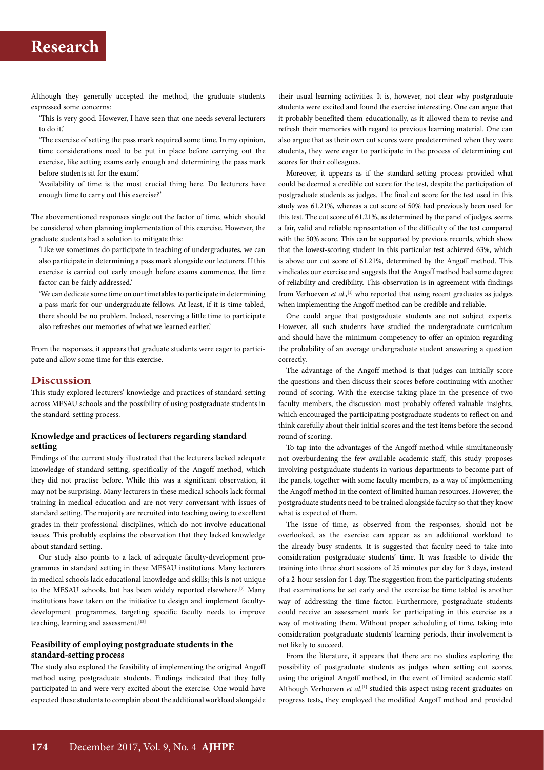Although they generally accepted the method, the graduate students expressed some concerns:

'This is very good. However, I have seen that one needs several lecturers to do it.'

'The exercise of setting the pass mark required some time. In my opinion, time considerations need to be put in place before carrying out the exercise, like setting exams early enough and determining the pass mark before students sit for the exam.'

'Availability of time is the most crucial thing here. Do lecturers have enough time to carry out this exercise?'

The abovementioned responses single out the factor of time, which should be considered when planning implementation of this exercise. However, the graduate students had a solution to mitigate this:

'Like we sometimes do participate in teaching of undergraduates, we can also participate in determining a pass mark alongside our lecturers. If this exercise is carried out early enough before exams commence, the time factor can be fairly addressed.'

'We can dedicate some time on our timetables to participate in determining a pass mark for our undergraduate fellows. At least, if it is time tabled, there should be no problem. Indeed, reserving a little time to participate also refreshes our memories of what we learned earlier.'

From the responses, it appears that graduate students were eager to participate and allow some time for this exercise.

## Discussion

This study explored lecturers' knowledge and practices of standard setting across MESAU schools and the possibility of using postgraduate students in the standard-setting process.

### Knowledge and practices of lecturers regarding standard setting

Findings of the current study illustrated that the lecturers lacked adequate knowledge of standard setting, specifically of the Angoff method, which they did not practise before. While this was a significant observation, it may not be surprising. Many lecturers in these medical schools lack formal training in medical education and are not very conversant with issues of standard setting. The majority are recruited into teaching owing to excellent grades in their professional disciplines, which do not involve educational issues. This probably explains the observation that they lacked knowledge about standard setting.

Our study also points to a lack of adequate faculty-development programmes in standard setting in these MESAU institutions. Many lecturers in medical schools lack educational knowledge and skills; this is not unique to the MESAU schools, but has been widely reported elsewhere.[7] Many institutions have taken on the initiative to design and implement faculty-development programmes, targeting specific faculty needs to improve teaching, learning and assessment.[13]

### Feasibility of employing postgraduate students in the standard-setting process

The study also explored the feasibility of implementing the original Angoff method using postgraduate students. Findings indicated that they fully participated in and were very excited about the exercise. One would have expected these students to complain about the additional workload alongside their usual learning activities. It is, however, not clear why postgraduate students were excited and found the exercise interesting. One can argue that it probably benefited them educationally, as it allowed them to revise and refresh their memories with regard to previous learning material. One can also argue that as their own cut scores were predetermined when they were students, they were eager to participate in the process of determining cut scores for their colleagues.

Moreover, it appears as if the standard-setting process provided what could be deemed a credible cut score for the test, despite the participation of postgraduate students as judges. The final cut score for the test used in this study was 61.21%, whereas a cut score of 50% had previously been used for this test. The cut score of 61.21%, as determined by the panel of judges, seems a fair, valid and reliable representation of the difficulty of the test compared with the 50% score. This can be supported by previous records, which show that the lowest-scoring student in this particular test achieved 63%, which is above our cut score of 61.21%, determined by the Angoff method. This vindicates our exercise and suggests that the Angoff method had some degree of reliability and credibility. This observation is in agreement with findings from Verhoeven *et al.*,[1] who reported that using recent graduates as judges when implementing the Angoff method can be credible and reliable.

One could argue that postgraduate students are not subject experts. However, all such students have studied the undergraduate curriculum and should have the minimum competency to offer an opinion regarding the probability of an average undergraduate student answering a question correctly.

The advantage of the Angoff method is that judges can initially score the questions and then discuss their scores before continuing with another round of scoring. With the exercise taking place in the presence of two faculty members, the discussion most probably offered valuable insights, which encouraged the participating postgraduate students to reflect on and think carefully about their initial scores and the test items before the second round of scoring.

To tap into the advantages of the Angoff method while simultaneously not overburdening the few available academic staff, this study proposes involving postgraduate students in various departments to become part of the panels, together with some faculty members, as a way of implementing the Angoff method in the context of limited human resources. However, the postgraduate students need to be trained alongside faculty so that they know what is expected of them.

The issue of time, as observed from the responses, should not be overlooked, as the exercise can appear as an additional workload to the already busy students. It is suggested that faculty need to take into consideration postgraduate students' time. It was feasible to divide the training into three short sessions of 25 minutes per day for 3 days, instead of a 2-hour session for 1 day. The suggestion from the participating students that examinations be set early and the exercise be time tabled is another way of addressing the time factor. Furthermore, postgraduate students could receive an assessment mark for participating in this exercise as a way of motivating them. Without proper scheduling of time, taking into consideration postgraduate students' learning periods, their involvement is not likely to succeed.

From the literature, it appears that there are no studies exploring the possibility of postgraduate students as judges when setting cut scores, using the original Angoff method, in the event of limited academic staff. Although Verhoeven *et al.*[1] studied this aspect using recent graduates on progress tests, they employed the modified Angoff method and provided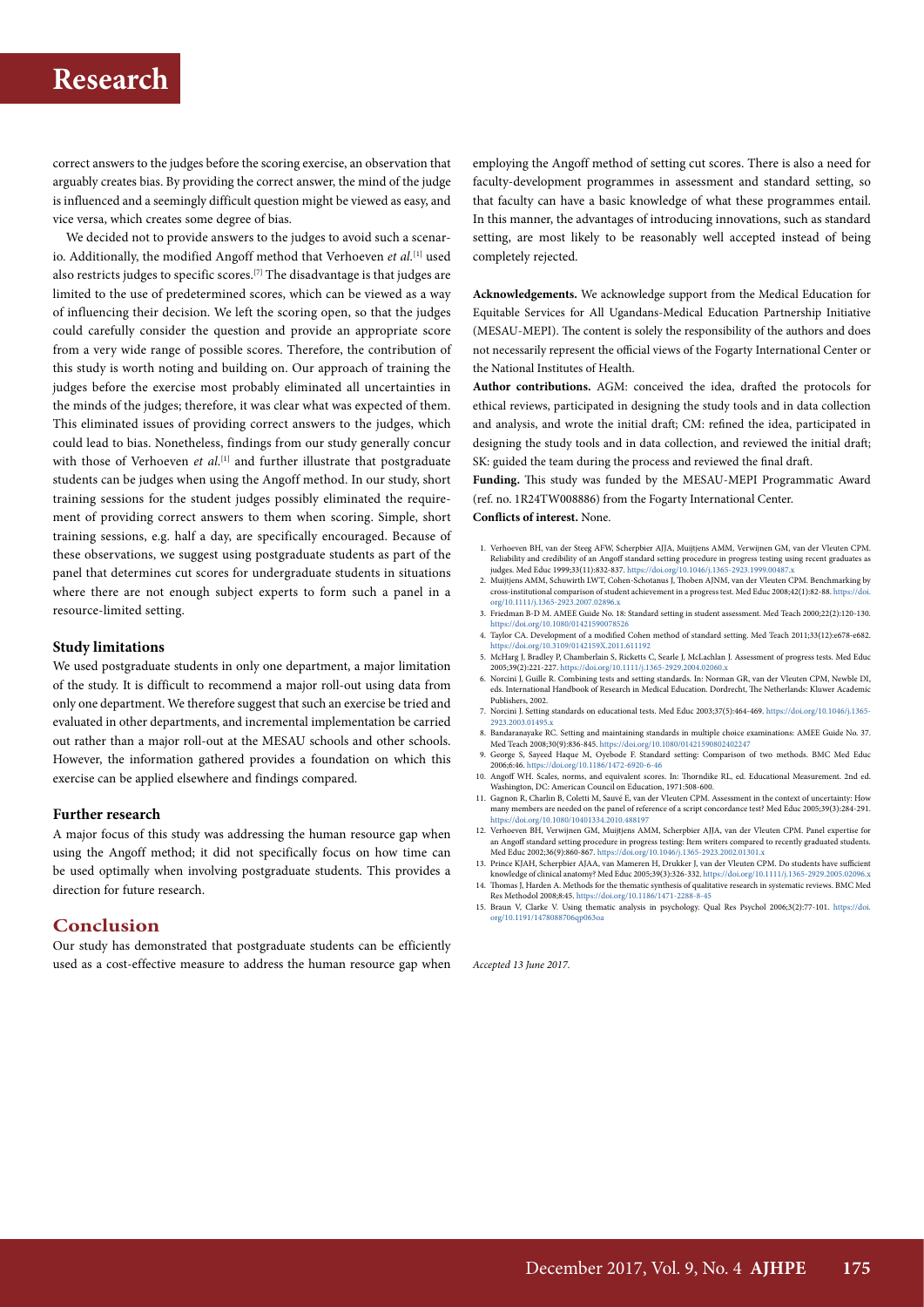correct answers to the judges before the scoring exercise, an observation that arguably creates bias. By providing the correct answer, the mind of the judge is influenced and a seemingly difficult question might be viewed as easy, and vice versa, which creates some degree of bias.

We decided not to provide answers to the judges to avoid such a scenario. Additionally, the modified Angoff method that Verhoeven *et al.*[1] used also restricts judges to specific scores.[7] The disadvantage is that judges are limited to the use of predetermined scores, which can be viewed as a way of influencing their decision. We left the scoring open, so that the judges could carefully consider the question and provide an appropriate score from a very wide range of possible scores. Therefore, the contribution of this study is worth noting and building on. Our approach of training the judges before the exercise most probably eliminated all uncertainties in the minds of the judges; therefore, it was clear what was expected of them. This eliminated issues of providing correct answers to the judges, which could lead to bias. Nonetheless, findings from our study generally concur with those of Verhoeven *et al.*[1] and further illustrate that postgraduate students can be judges when using the Angoff method. In our study, short training sessions for the student judges possibly eliminated the requirement of providing correct answers to them when scoring. Simple, short training sessions, e.g. half a day, are specifically encouraged. Because of these observations, we suggest using postgraduate students as part of the panel that determines cut scores for undergraduate students in situations where there are not enough subject experts to form such a panel in a resource-limited setting.

### Study limitations

We used postgraduate students in only one department, a major limitation of the study. It is difficult to recommend a major roll-out using data from only one department. We therefore suggest that such an exercise be tried and evaluated in other departments, and incremental implementation be carried out rather than a major roll-out at the MESAU schools and other schools. However, the information gathered provides a foundation on which this exercise can be applied elsewhere and findings compared.

### Further research

A major focus of this study was addressing the human resource gap when using the Angoff method; it did not specifically focus on how time can be used optimally when involving postgraduate students. This provides a direction for future research.

## Conclusion

Our study has demonstrated that postgraduate students can be efficiently used as a cost-effective measure to address the human resource gap when employing the Angoff method of setting cut scores. There is also a need for faculty-development programmes in assessment and standard setting, so that faculty can have a basic knowledge of what these programmes entail. In this manner, the advantages of introducing innovations, such as standard setting, are most likely to be reasonably well accepted instead of being completely rejected.

**Acknowledgements.** We acknowledge support from the Medical Education for Equitable Services for All Ugandans-Medical Education Partnership Initiative (MESAU-MEPI). The content is solely the responsibility of the authors and does not necessarily represent the official views of the Fogarty International Center or the National Institutes of Health.

**Author contributions.** AGM: conceived the idea, drafted the protocols for ethical reviews, participated in designing the study tools and in data collection and analysis, and wrote the initial draft; CM: refined the idea, participated in designing the study tools and in data collection, and reviewed the initial draft; SK: guided the team during the process and reviewed the final draft.

**Funding.** This study was funded by the MESAU-MEPI Programmatic Award (ref. no. 1R24TW008886) from the Fogarty International Center.

**Conflicts of interest.** None.

1. Verhoeven BH, van der Steeg AFW, Scherpbier AJJA, Muijtjens AMM, Verwijnen GM, van der Vleuten CPM. Reliability and credibility of an Angoff standard setting procedure in progress testing using recent graduates as judges. Med Educ 1999;33(11):832-837. https://doi.org/10.1046/j.1365-2923.1999.00487.x
2. Muijtjens AMM, Schuwirth LWT, Cohen-Schotanus J, Thoben AJNM, van der Vleuten CPM. Benchmarking by cross-institutional comparison of student achievement in a progress test. Med Educ 2008;42(1):82-88. https://doi.org/10.1111/j.1365-2923.2007.02896.x
3. Friedman B-D M. AMEE Guide No. 18: Standard setting in student assessment. Med Teach 2000;22(2):120-130. https://doi.org/10.1080/01421590078526
4. Taylor CA. Development of a modified Cohen method of standard setting. Med Teach 2011;33(12):e678-e682. https://doi.org/10.3109/0142159X.2011.611192
5. McHarg J, Bradley P, Chamberlain S, Ricketts C, Searle J, McLachlan J. Assessment of progress tests. Med Educ 2005;39(2):221-227. https://doi.org/10.1111/j.1365-2929.2004.02060.x
6. Norcini J, Guille R. Combining tests and setting standards. In: Norman GR, van der Vleuten CPM, Newble DI, eds. International Handbook of Research in Medical Education. Dordrecht, The Netherlands: Kluwer Academic Publishers, 2002.
7. Norcini J. Setting standards on educational tests. Med Educ 2003;37(5):464-469. https://doi.org/10.1046/j.1365-2923.2003.01495.x
8. Bandaranayake RC. Setting and maintaining standards in multiple choice examinations: AMEE Guide No. 37. Med Teach 2008;30(9):836-845. https://doi.org/10.1080/01421590802402247
9. George S, Sayeed Haque M, Oyebode F. Standard setting: Comparison of two methods. BMC Med Educ 2006;6:46. https://doi.org/10.1186/1472-6920-6-46
10. Angoff WH. Scales, norms, and equivalent scores. In: Thorndike RL, ed. Educational Measurement. 2nd ed. Washington, DC: American Council on Education, 1971:508-600.
11. Gagnon R, Charlin B, Coletti M, Sauvé E, van der Vleuten CPM. Assessment in the context of uncertainty: How many members are needed on the panel of reference of a script concordance test? Med Educ 2005;39(3):284-291. https://doi.org/10.1080/10401334.2010.488197
12. Verhoeven BH, Verwijnen GM, Muijtjens AMM, Scherpbier AJJA, van der Vleuten CPM. Panel expertise for an Angoff standard setting procedure in progress testing: Item writers compared to recently graduated students. Med Educ 2002;36(9):860-867. https://doi.org/10.1046/j.1365-2923.2002.01301.x
13. Prince KJAH, Scherpbier AJAA, van Mameren H, Drukker J, van der Vleuten CPM. Do students have sufficient knowledge of clinical anatomy? Med Educ 2005;39(3):326-332. https://doi.org/10.1111/j.1365-2929.2005.02096.x
14. Thomas J, Harden A. Methods for the thematic synthesis of qualitative research in systematic reviews. BMC Med Res Methodol 2008;8:45. https://doi.org/10.1186/1471-2288-8-45
15. Braun V, Clarke V. Using thematic analysis in psychology. Qual Res Psychol 2006;3(2):77-101. https://doi.org/10.1191/1478088706qp063oa

*Accepted 13 June 2017.*